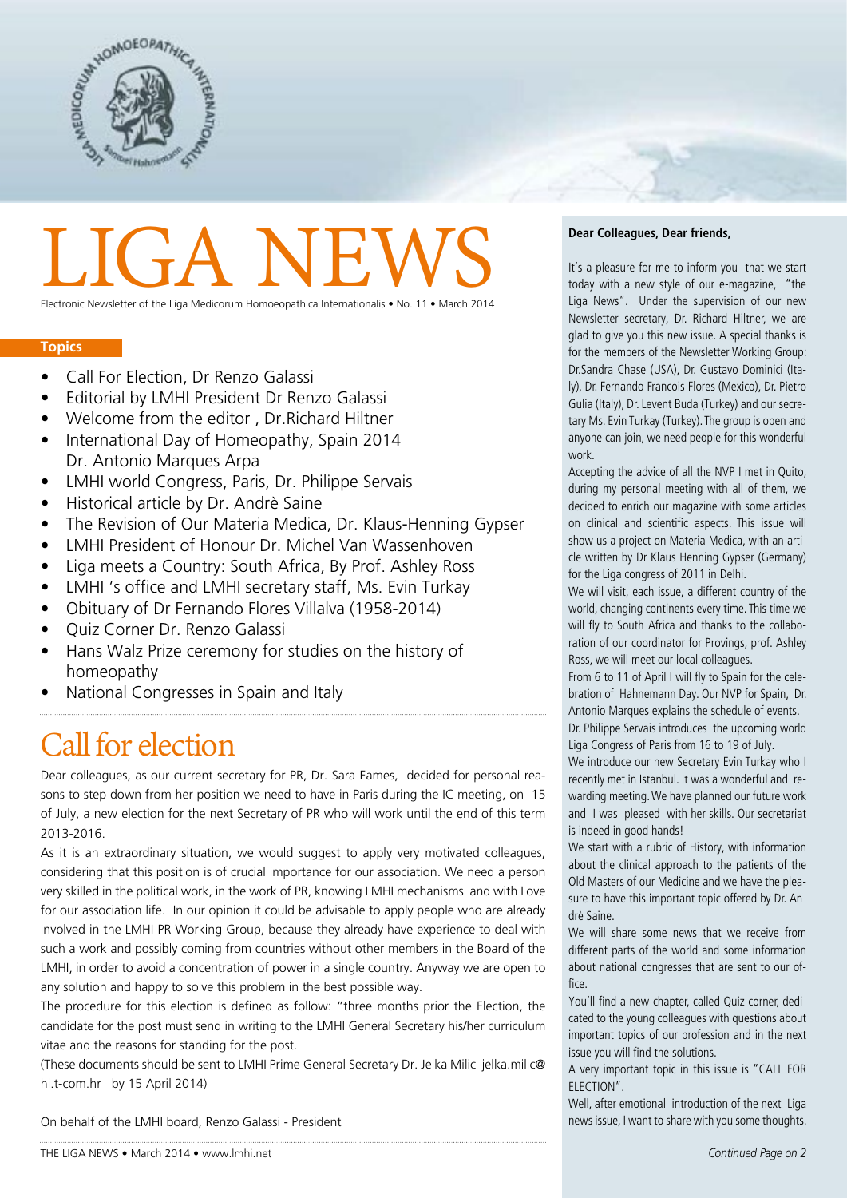# LIGA NEWS

Electronic Newsletter of the Liga Medicorum Homoeopathica Internationalis • No. 11 • March 2014

**Topics**

- Call For Election, Dr Renzo Galassi
- Editorial by LMHI President Dr Renzo Galassi
- Welcome from the editor , Dr.Richard Hiltner
- International Day of Homeopathy, Spain 2014
  Dr. Antonio Marques Arpa
- LMHI world Congress, Paris, Dr. Philippe Servais
- Historical article by Dr. Andrè Saine
- The Revision of Our Materia Medica, Dr. Klaus-Henning Gypser
- LMHI President of Honour Dr. Michel Van Wassenhoven
- Liga meets a Country: South Africa, By Prof. Ashley Ross
- LMHI 's office and LMHI secretary staff, Ms. Evin Turkay
- Obituary of Dr Fernando Flores Villalva (1958-2014)
- Quiz Corner Dr. Renzo Galassi
- Hans Walz Prize ceremony for studies on the history of homeopathy
- National Congresses in Spain and Italy

## Call for election

Dear colleagues, as our current secretary for PR, Dr. Sara Eames, decided for personal reasons to step down from her position we need to have in Paris during the IC meeting, on 15 of July, a new election for the next Secretary of PR who will work until the end of this term 2013-2016.

As it is an extraordinary situation, we would suggest to apply very motivated colleagues, considering that this position is of crucial importance for our association. We need a person very skilled in the political work, in the work of PR, knowing LMHI mechanisms and with Love for our association life. In our opinion it could be advisable to apply people who are already involved in the LMHI PR Working Group, because they already have experience to deal with such a work and possibly coming from countries without other members in the Board of the LMHI, in order to avoid a concentration of power in a single country. Anyway we are open to any solution and happy to solve this problem in the best possible way.

The procedure for this election is defined as follow: "three months prior the Election, the candidate for the post must send in writing to the LMHI General Secretary his/her curriculum vitae and the reasons for standing for the post.

(These documents should be sent to LMHI Prime General Secretary Dr. Jelka Milic jelka.milic@hi.t-com.hr by 15 April 2014)

On behalf of the LMHI board, Renzo Galassi - President

**Dear Colleagues, Dear friends,**

It's a pleasure for me to inform you that we start today with a new style of our e-magazine, "the Liga News". Under the supervision of our new Newsletter secretary, Dr. Richard Hiltner, we are glad to give you this new issue. A special thanks is for the members of the Newsletter Working Group: Dr.Sandra Chase (USA), Dr. Gustavo Dominici (Italy), Dr. Fernando Francois Flores (Mexico), Dr. Pietro Gulia (Italy), Dr. Levent Buda (Turkey) and our secretary Ms. Evin Turkay (Turkey). The group is open and anyone can join, we need people for this wonderful work.

Accepting the advice of all the NVP I met in Quito, during my personal meeting with all of them, we decided to enrich our magazine with some articles on clinical and scientific aspects. This issue will show us a project on Materia Medica, with an article written by Dr Klaus Henning Gypser (Germany) for the Liga congress of 2011 in Delhi.

We will visit, each issue, a different country of the world, changing continents every time. This time we will fly to South Africa and thanks to the collaboration of our coordinator for Provings, prof. Ashley Ross, we will meet our local colleagues.

From 6 to 11 of April I will fly to Spain for the celebration of Hahnemann Day. Our NVP for Spain, Dr. Antonio Marques explains the schedule of events.

Dr. Philippe Servais introduces the upcoming world Liga Congress of Paris from 16 to 19 of July.

We introduce our new Secretary Evin Turkay who I recently met in Istanbul. It was a wonderful and rewarding meeting. We have planned our future work and I was pleased with her skills. Our secretariat is indeed in good hands!

We start with a rubric of History, with information about the clinical approach to the patients of the Old Masters of our Medicine and we have the pleasure to have this important topic offered by Dr. Andrè Saine.

We will share some news that we receive from different parts of the world and some information about national congresses that are sent to our office.

You'll find a new chapter, called Quiz corner, dedicated to the young colleagues with questions about important topics of our profession and in the next issue you will find the solutions.

A very important topic in this issue is "CALL FOR ELECTION".

Well, after emotional introduction of the next Liga news issue, I want to share with you some thoughts.

*Continued Page on 2*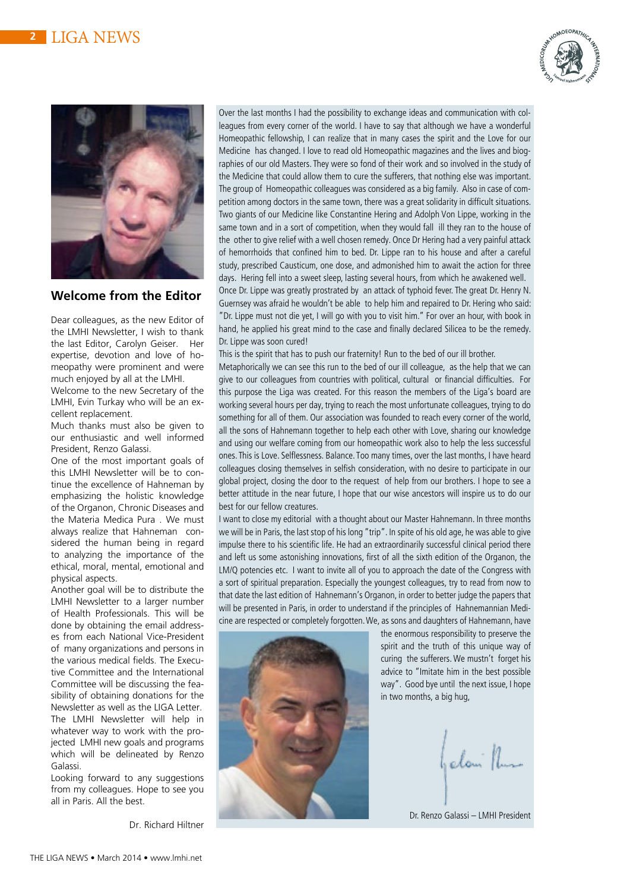## Welcome from the Editor

Dear colleagues, as the new Editor of the LMHI Newsletter, I wish to thank the last Editor, Carolyn Geiser. Her expertise, devotion and love of homeopathy were prominent and were much enjoyed by all at the LMHI.

Welcome to the new Secretary of the LMHI, Evin Turkay who will be an excellent replacement.

Much thanks must also be given to our enthusiastic and well informed President, Renzo Galassi.

One of the most important goals of this LMHI Newsletter will be to continue the excellence of Hahneman by emphasizing the holistic knowledge of the Organon, Chronic Diseases and the Materia Medica Pura . We must always realize that Hahneman considered the human being in regard to analyzing the importance of the ethical, moral, mental, emotional and physical aspects.

Another goal will be to distribute the LMHI Newsletter to a larger number of Health Professionals. This will be done by obtaining the email addresses from each National Vice-President of many organizations and persons in the various medical fields. The Executive Committee and the International Committee will be discussing the feasibility of obtaining donations for the Newsletter as well as the LIGA Letter. The LMHI Newsletter will help in whatever way to work with the projected LMHI new goals and programs which will be delineated by Renzo Galassi.

Looking forward to any suggestions from my colleagues. Hope to see you all in Paris. All the best.

Dr. Richard Hiltner

Over the last months I had the possibility to exchange ideas and communication with colleagues from every corner of the world. I have to say that although we have a wonderful Homeopathic fellowship, I can realize that in many cases the spirit and the Love for our Medicine has changed. I love to read old Homeopathic magazines and the lives and biographies of our old Masters. They were so fond of their work and so involved in the study of the Medicine that could allow them to cure the sufferers, that nothing else was important. The group of Homeopathic colleagues was considered as a big family. Also in case of competition among doctors in the same town, there was a great solidarity in difficult situations. Two giants of our Medicine like Constantine Hering and Adolph Von Lippe, working in the same town and in a sort of competition, when they would fall ill they ran to the house of the other to give relief with a well chosen remedy. Once Dr Hering had a very painful attack of hemorrhoids that confined him to bed. Dr. Lippe ran to his house and after a careful study, prescribed Causticum, one dose, and admonished him to await the action for three days. Hering fell into a sweet sleep, lasting several hours, from which he awakened well.

Once Dr. Lippe was greatly prostrated by an attack of typhoid fever. The great Dr. Henry N. Guernsey was afraid he wouldn't be able to help him and repaired to Dr. Hering who said: "Dr. Lippe must not die yet, I will go with you to visit him." For over an hour, with book in hand, he applied his great mind to the case and finally declared Silicea to be the remedy. Dr. Lippe was soon cured!

This is the spirit that has to push our fraternity! Run to the bed of our ill brother.

Metaphorically we can see this run to the bed of our ill colleague, as the help that we can give to our colleagues from countries with political, cultural or financial difficulties. For this purpose the Liga was created. For this reason the members of the Liga's board are working several hours per day, trying to reach the most unfortunate colleagues, trying to do something for all of them. Our association was founded to reach every corner of the world, all the sons of Hahnemann together to help each other with Love, sharing our knowledge and using our welfare coming from our homeopathic work also to help the less successful ones. This is Love. Selflessness. Balance. Too many times, over the last months, I have heard colleagues closing themselves in selfish consideration, with no desire to participate in our global project, closing the door to the request of help from our brothers. I hope to see a better attitude in the near future, I hope that our wise ancestors will inspire us to do our best for our fellow creatures.

I want to close my editorial with a thought about our Master Hahnemann. In three months we will be in Paris, the last stop of his long "trip". In spite of his old age, he was able to give impulse there to his scientific life. He had an extraordinarily successful clinical period there and left us some astonishing innovations, first of all the sixth edition of the Organon, the LM/Q potencies etc. I want to invite all of you to approach the date of the Congress with a sort of spiritual preparation. Especially the youngest colleagues, try to read from now to that date the last edition of Hahnemann's Organon, in order to better judge the papers that will be presented in Paris, in order to understand if the principles of Hahnemannian Medicine are respected or completely forgotten. We, as sons and daughters of Hahnemann, have the enormous responsibility to preserve the spirit and the truth of this unique way of curing the sufferers. We mustn't forget his advice to "Imitate him in the best possible way". Good bye until the next issue, I hope in two months, a big hug,

Dr. Renzo Galassi – LMHI President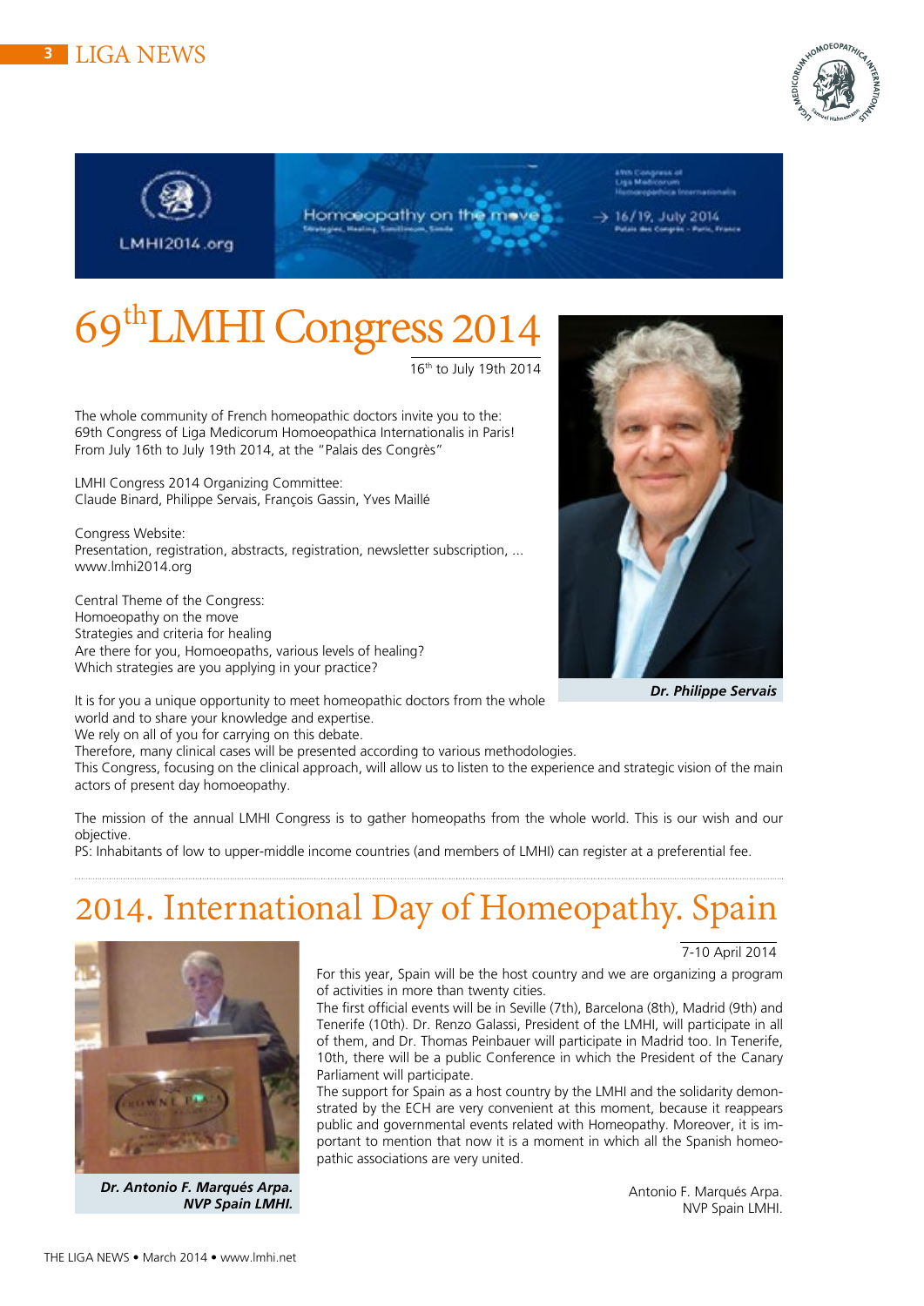# 69th LMHI Congress 2014

16th to July 19th 2014

The whole community of French homeopathic doctors invite you to the:
69th Congress of Liga Medicorum Homoeopathica Internationalis in Paris!
From July 16th to July 19th 2014, at the "Palais des Congrès"

LMHI Congress 2014 Organizing Committee:
Claude Binard, Philippe Servais, François Gassin, Yves Maillé

Congress Website:
Presentation, registration, abstracts, registration, newsletter subscription, ...
www.lmhi2014.org

Central Theme of the Congress:
Homoeopathy on the move
Strategies and criteria for healing
Are there for you, Homoeopaths, various levels of healing?
Which strategies are you applying in your practice?

*Dr. Philippe Servais*

It is for you a unique opportunity to meet homeopathic doctors from the whole world and to share your knowledge and expertise.
We rely on all of you for carrying on this debate.
Therefore, many clinical cases will be presented according to various methodologies.
This Congress, focusing on the clinical approach, will allow us to listen to the experience and strategic vision of the main actors of present day homoeopathy.

The mission of the annual LMHI Congress is to gather homeopaths from the whole world. This is our wish and our objective.
PS: Inhabitants of low to upper-middle income countries (and members of LMHI) can register at a preferential fee.

# 2014. International Day of Homeopathy. Spain

7-10 April 2014

*Dr. Antonio F. Marqués Arpa. NVP Spain LMHI.*

For this year, Spain will be the host country and we are organizing a program of activities in more than twenty cities.
The first official events will be in Seville (7th), Barcelona (8th), Madrid (9th) and Tenerife (10th). Dr. Renzo Galassi, President of the LMHI, will participate in all of them, and Dr. Thomas Peinbauer will participate in Madrid too. In Tenerife, 10th, there will be a public Conference in which the President of the Canary Parliament will participate.
The support for Spain as a host country by the LMHI and the solidarity demonstrated by the ECH are very convenient at this moment, because it reappears public and governmental events related with Homeopathy. Moreover, it is important to mention that now it is a moment in which all the Spanish homeopathic associations are very united.

Antonio F. Marqués Arpa.
NVP Spain LMHI.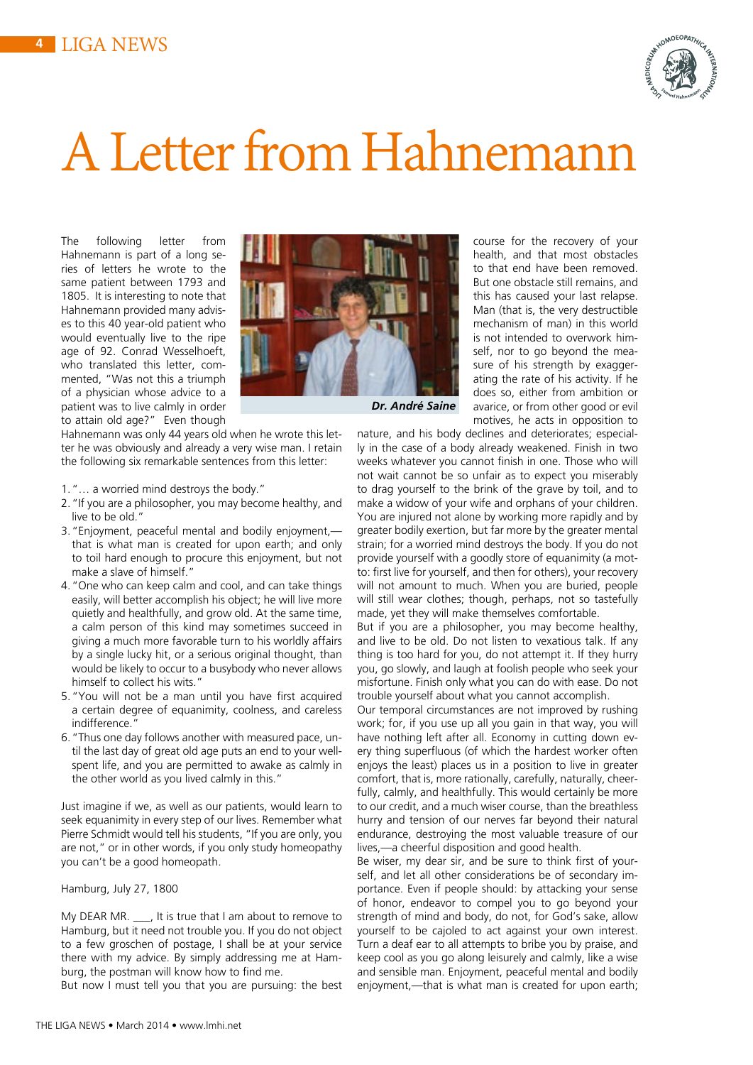# A Letter from Hahnemann

The following letter from Hahnemann is part of a long series of letters he wrote to the same patient between 1793 and 1805. It is interesting to note that Hahnemann provided many advises to this 40 year-old patient who would eventually live to the ripe age of 92. Conrad Wesselhoeft, who translated this letter, commented, "Was not this a triumph of a physician whose advice to a patient was to live calmly in order to attain old age?" Even though Hahnemann was only 44 years old when he wrote this letter he was obviously and already a very wise man. I retain the following six remarkable sentences from this letter:

***Dr. André Saine***

1. "… a worried mind destroys the body."
2. "If you are a philosopher, you may become healthy, and live to be old."
3. "Enjoyment, peaceful mental and bodily enjoyment,—that is what man is created for upon earth; and only to toil hard enough to procure this enjoyment, but not make a slave of himself."
4. "One who can keep calm and cool, and can take things easily, will better accomplish his object; he will live more quietly and healthfully, and grow old. At the same time, a calm person of this kind may sometimes succeed in giving a much more favorable turn to his worldly affairs by a single lucky hit, or a serious original thought, than would be likely to occur to a busybody who never allows himself to collect his wits."
5. "You will not be a man until you have first acquired a certain degree of equanimity, coolness, and careless indifference."
6. "Thus one day follows another with measured pace, until the last day of great old age puts an end to your well-spent life, and you are permitted to awake as calmly in the other world as you lived calmly in this."

Just imagine if we, as well as our patients, would learn to seek equanimity in every step of our lives. Remember what Pierre Schmidt would tell his students, "If you are only, you are not," or in other words, if you only study homeopathy you can't be a good homeopath.

Hamburg, July 27, 1800

My DEAR MR. ___, It is true that I am about to remove to Hamburg, but it need not trouble you. If you do not object to a few groschen of postage, I shall be at your service there with my advice. By simply addressing me at Hamburg, the postman will know how to find me.

But now I must tell you that you are pursuing: the best course for the recovery of your health, and that most obstacles to that end have been removed. But one obstacle still remains, and this has caused your last relapse. Man (that is, the very destructible mechanism of man) in this world is not intended to overwork himself, nor to go beyond the measure of his strength by exaggerating the rate of his activity. If he does so, either from ambition or avarice, or from other good or evil motives, he acts in opposition to nature, and his body declines and deteriorates; especially in the case of a body already weakened. Finish in two weeks whatever you cannot finish in one. Those who will not wait cannot be so unfair as to expect you miserably to drag yourself to the brink of the grave by toil, and to make a widow of your wife and orphans of your children. You are injured not alone by working more rapidly and by greater bodily exertion, but far more by the greater mental strain; for a worried mind destroys the body. If you do not provide yourself with a goodly store of equanimity (a motto: first live for yourself, and then for others), your recovery will not amount to much. When you are buried, people will still wear clothes; though, perhaps, not so tastefully made, yet they will make themselves comfortable.

But if you are a philosopher, you may become healthy, and live to be old. Do not listen to vexatious talk. If any thing is too hard for you, do not attempt it. If they hurry you, go slowly, and laugh at foolish people who seek your misfortune. Finish only what you can do with ease. Do not trouble yourself about what you cannot accomplish.

Our temporal circumstances are not improved by rushing work; for, if you use up all you gain in that way, you will have nothing left after all. Economy in cutting down every thing superfluous (of which the hardest worker often enjoys the least) places us in a position to live in greater comfort, that is, more rationally, carefully, naturally, cheerfully, calmly, and healthfully. This would certainly be more to our credit, and a much wiser course, than the breathless hurry and tension of our nerves far beyond their natural endurance, destroying the most valuable treasure of our lives,—a cheerful disposition and good health.

Be wiser, my dear sir, and be sure to think first of yourself, and let all other considerations be of secondary importance. Even if people should: by attacking your sense of honor, endeavor to compel you to go beyond your strength of mind and body, do not, for God's sake, allow yourself to be cajoled to act against your own interest. Turn a deaf ear to all attempts to bribe you by praise, and keep cool as you go along leisurely and calmly, like a wise and sensible man. Enjoyment, peaceful mental and bodily enjoyment,—that is what man is created for upon earth;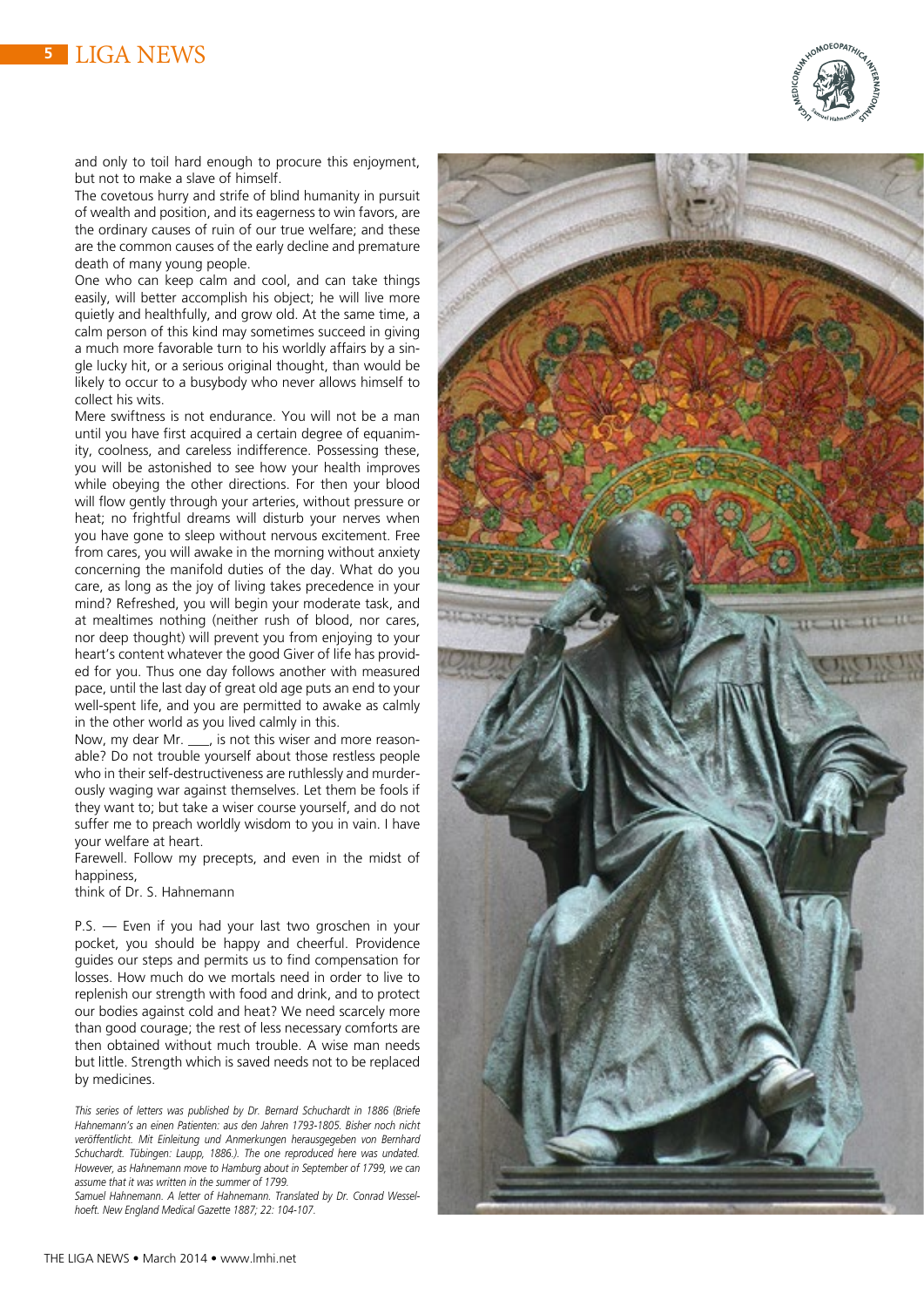and only to toil hard enough to procure this enjoyment, but not to make a slave of himself.

The covetous hurry and strife of blind humanity in pursuit of wealth and position, and its eagerness to win favors, are the ordinary causes of ruin of our true welfare; and these are the common causes of the early decline and premature death of many young people.

One who can keep calm and cool, and can take things easily, will better accomplish his object; he will live more quietly and healthfully, and grow old. At the same time, a calm person of this kind may sometimes succeed in giving a much more favorable turn to his worldly affairs by a single lucky hit, or a serious original thought, than would be likely to occur to a busybody who never allows himself to collect his wits.

Mere swiftness is not endurance. You will not be a man until you have first acquired a certain degree of equanimity, coolness, and careless indifference. Possessing these, you will be astonished to see how your health improves while obeying the other directions. For then your blood will flow gently through your arteries, without pressure or heat; no frightful dreams will disturb your nerves when you have gone to sleep without nervous excitement. Free from cares, you will awake in the morning without anxiety concerning the manifold duties of the day. What do you care, as long as the joy of living takes precedence in your mind? Refreshed, you will begin your moderate task, and at mealtimes nothing (neither rush of blood, nor cares, nor deep thought) will prevent you from enjoying to your heart's content whatever the good Giver of life has provided for you. Thus one day follows another with measured pace, until the last day of great old age puts an end to your well-spent life, and you are permitted to awake as calmly in the other world as you lived calmly in this.

Now, my dear Mr. ___, is not this wiser and more reasonable? Do not trouble yourself about those restless people who in their self-destructiveness are ruthlessly and murderously waging war against themselves. Let them be fools if they want to; but take a wiser course yourself, and do not suffer me to preach worldly wisdom to you in vain. I have your welfare at heart.

Farewell. Follow my precepts, and even in the midst of happiness,
think of Dr. S. Hahnemann

P.S. — Even if you had your last two groschen in your pocket, you should be happy and cheerful. Providence guides our steps and permits us to find compensation for losses. How much do we mortals need in order to live to replenish our strength with food and drink, and to protect our bodies against cold and heat? We need scarcely more than good courage; the rest of less necessary comforts are then obtained without much trouble. A wise man needs but little. Strength which is saved needs not to be replaced by medicines.

*This series of letters was published by Dr. Bernard Schuchardt in 1886 (Briefe Hahnemann's an einen Patienten: aus den Jahren 1793-1805. Bisher noch nicht veröffentlicht. Mit Einleitung und Anmerkungen herausgegeben von Bernhard Schuchardt. Tübingen: Laupp, 1886.). The one reproduced here was undated. However, as Hahnemann move to Hamburg about in September of 1799, we can assume that it was written in the summer of 1799.*

*Samuel Hahnemann. A letter of Hahnemann. Translated by Dr. Conrad Wesselhoeft. New England Medical Gazette 1887; 22: 104-107.*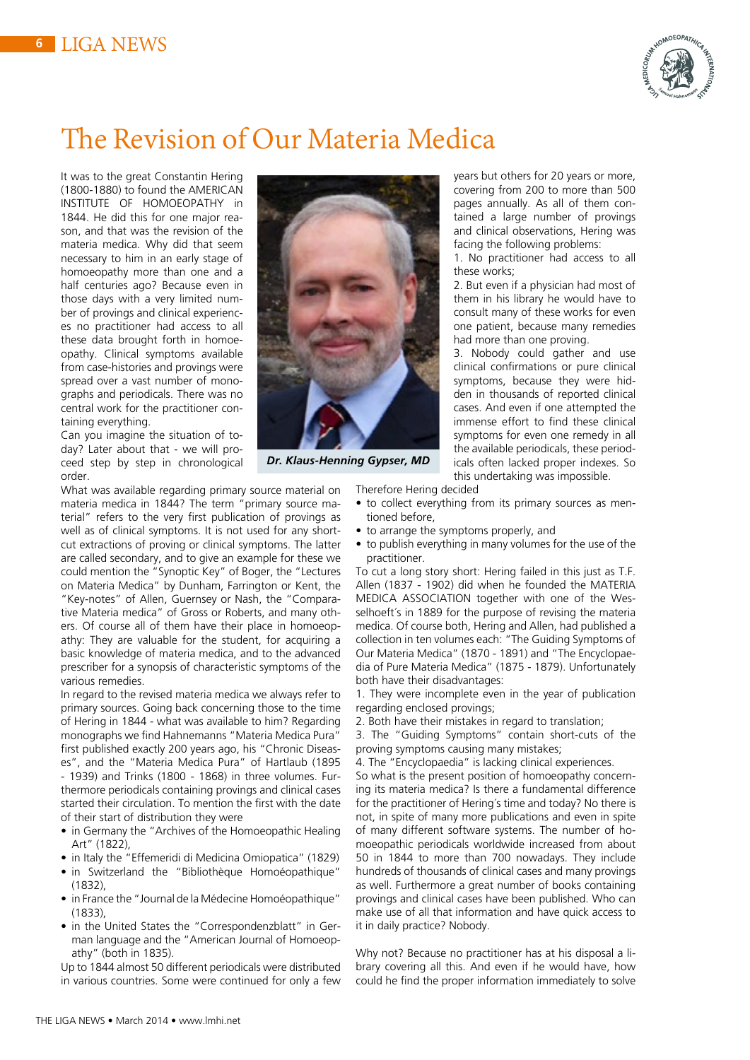# The Revision of Our Materia Medica

It was to the great Constantin Hering (1800-1880) to found the AMERICAN INSTITUTE OF HOMOEOPATHY in 1844. He did this for one major reason, and that was the revision of the materia medica. Why did that seem necessary to him in an early stage of homoeopathy more than one and a half centuries ago? Because even in those days with a very limited number of provings and clinical experiences no practitioner had access to all these data brought forth in homoeopathy. Clinical symptoms available from case-histories and provings were spread over a vast number of monographs and periodicals. There was no central work for the practitioner containing everything.

Can you imagine the situation of today? Later about that - we will proceed step by step in chronological order.

*Dr. Klaus-Henning Gypser, MD*

What was available regarding primary source material on materia medica in 1844? The term "primary source material" refers to the very first publication of provings as well as of clinical symptoms. It is not used for any short-cut extractions of proving or clinical symptoms. The latter are called secondary, and to give an example for these we could mention the "Synoptic Key" of Boger, the "Lectures on Materia Medica" by Dunham, Farrington or Kent, the "Key-notes" of Allen, Guernsey or Nash, the "Comparative Materia medica" of Gross or Roberts, and many others. Of course all of them have their place in homoeopathy: They are valuable for the student, for acquiring a basic knowledge of materia medica, and to the advanced prescriber for a synopsis of characteristic symptoms of the various remedies.

In regard to the revised materia medica we always refer to primary sources. Going back concerning those to the time of Hering in 1844 - what was available to him? Regarding monographs we find Hahnemanns "Materia Medica Pura" first published exactly 200 years ago, his "Chronic Diseases", and the "Materia Medica Pura" of Hartlaub (1895 - 1939) and Trinks (1800 - 1868) in three volumes. Furthermore periodicals containing provings and clinical cases started their circulation. To mention the first with the date of their start of distribution they were

- in Germany the "Archives of the Homoeopathic Healing Art" (1822),
- in Italy the "Effemeridi di Medicina Omiopatica" (1829)
- in Switzerland the "Bibliothèque Homoéopathique" (1832),
- in France the "Journal de la Médecine Homoéopathique" (1833),
- in the United States the "Correspondenzblatt" in German language and the "American Journal of Homoeopathy" (both in 1835).

Up to 1844 almost 50 different periodicals were distributed in various countries. Some were continued for only a few years but others for 20 years or more, covering from 200 to more than 500 pages annually. As all of them contained a large number of provings and clinical observations, Hering was facing the following problems:

1. No practitioner had access to all these works;
2. But even if a physician had most of them in his library he would have to consult many of these works for even one patient, because many remedies had more than one proving.
3. Nobody could gather and use clinical confirmations or pure clinical symptoms, because they were hidden in thousands of reported clinical cases. And even if one attempted the immense effort to find these clinical symptoms for even one remedy in all the available periodicals, these periodicals often lacked proper indexes. So this undertaking was impossible.

Therefore Hering decided

- to collect everything from its primary sources as mentioned before,
- to arrange the symptoms properly, and
- to publish everything in many volumes for the use of the practitioner.

To cut a long story short: Hering failed in this just as T.F. Allen (1837 - 1902) did when he founded the MATERIA MEDICA ASSOCIATION together with one of the Wesselhoeft´s in 1889 for the purpose of revising the materia medica. Of course both, Hering and Allen, had published a collection in ten volumes each: "The Guiding Symptoms of Our Materia Medica" (1870 - 1891) and "The Encyclopaedia of Pure Materia Medica" (1875 - 1879). Unfortunately both have their disadvantages:

1. They were incomplete even in the year of publication regarding enclosed provings;
2. Both have their mistakes in regard to translation;
3. The "Guiding Symptoms" contain short-cuts of the proving symptoms causing many mistakes;
4. The "Encyclopaedia" is lacking clinical experiences.

So what is the present position of homoeopathy concerning its materia medica? Is there a fundamental difference for the practitioner of Hering´s time and today? No there is not, in spite of many more publications and even in spite of many different software systems. The number of homoeopathic periodicals worldwide increased from about 50 in 1844 to more than 700 nowadays. They include hundreds of thousands of clinical cases and many provings as well. Furthermore a great number of books containing provings and clinical cases have been published. Who can make use of all that information and have quick access to it in daily practice? Nobody.

Why not? Because no practitioner has at his disposal a library covering all this. And even if he would have, how could he find the proper information immediately to solve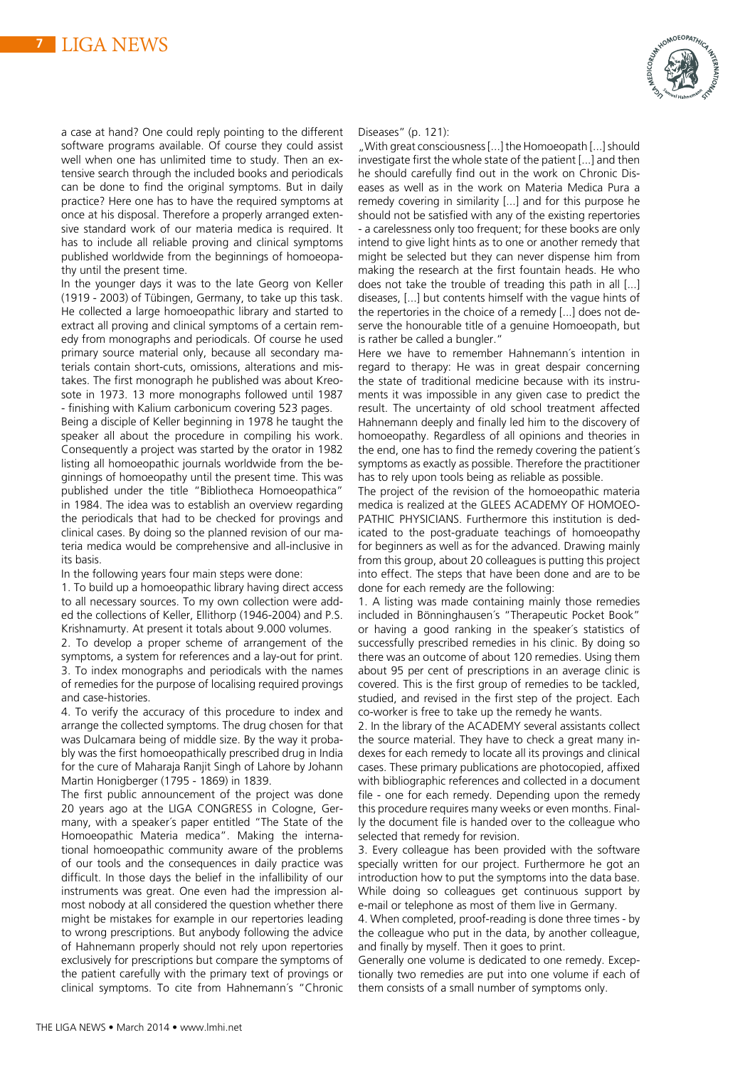a case at hand? One could reply pointing to the different software programs available. Of course they could assist well when one has unlimited time to study. Then an extensive search through the included books and periodicals can be done to find the original symptoms. But in daily practice? Here one has to have the required symptoms at once at his disposal. Therefore a properly arranged extensive standard work of our materia medica is required. It has to include all reliable proving and clinical symptoms published worldwide from the beginnings of homoeopathy until the present time.

In the younger days it was to the late Georg von Keller (1919 - 2003) of Tübingen, Germany, to take up this task. He collected a large homoeopathic library and started to extract all proving and clinical symptoms of a certain remedy from monographs and periodicals. Of course he used primary source material only, because all secondary materials contain short-cuts, omissions, alterations and mistakes. The first monograph he published was about Kreosote in 1973. 13 more monographs followed until 1987 - finishing with Kalium carbonicum covering 523 pages.

Being a disciple of Keller beginning in 1978 he taught the speaker all about the procedure in compiling his work. Consequently a project was started by the orator in 1982 listing all homoeopathic journals worldwide from the beginnings of homoeopathy until the present time. This was published under the title "Bibliotheca Homoeopathica" in 1984. The idea was to establish an overview regarding the periodicals that had to be checked for provings and clinical cases. By doing so the planned revision of our materia medica would be comprehensive and all-inclusive in its basis.

In the following years four main steps were done:

1. To build up a homoeopathic library having direct access to all necessary sources. To my own collection were added the collections of Keller, Ellithorp (1946-2004) and P.S. Krishnamurty. At present it totals about 9.000 volumes.
2. To develop a proper scheme of arrangement of the symptoms, a system for references and a lay-out for print.
3. To index monographs and periodicals with the names of remedies for the purpose of localising required provings and case-histories.
4. To verify the accuracy of this procedure to index and arrange the collected symptoms. The drug chosen for that was Dulcamara being of middle size. By the way it probably was the first homoeopathically prescribed drug in India for the cure of Maharaja Ranjit Singh of Lahore by Johann Martin Honigberger (1795 - 1869) in 1839.

The first public announcement of the project was done 20 years ago at the LIGA CONGRESS in Cologne, Germany, with a speaker´s paper entitled "The State of the Homoeopathic Materia medica". Making the international homoeopathic community aware of the problems of our tools and the consequences in daily practice was difficult. In those days the belief in the infallibility of our instruments was great. One even had the impression almost nobody at all considered the question whether there might be mistakes for example in our repertories leading to wrong prescriptions. But anybody following the advice of Hahnemann properly should not rely upon repertories exclusively for prescriptions but compare the symptoms of the patient carefully with the primary text of provings or clinical symptoms. To cite from Hahnemann´s "Chronic Diseases" (p. 121):

„With great consciousness [...] the Homoeopath [...] should investigate first the whole state of the patient [...] and then he should carefully find out in the work on Chronic Diseases as well as in the work on Materia Medica Pura a remedy covering in similarity [...] and for this purpose he should not be satisfied with any of the existing repertories - a carelessness only too frequent; for these books are only intend to give light hints as to one or another remedy that might be selected but they can never dispense him from making the research at the first fountain heads. He who does not take the trouble of treading this path in all [...] diseases, [...] but contents himself with the vague hints of the repertories in the choice of a remedy [...] does not deserve the honourable title of a genuine Homoeopath, but is rather be called a bungler."

Here we have to remember Hahnemann´s intention in regard to therapy: He was in great despair concerning the state of traditional medicine because with its instruments it was impossible in any given case to predict the result. The uncertainty of old school treatment affected Hahnemann deeply and finally led him to the discovery of homoeopathy. Regardless of all opinions and theories in the end, one has to find the remedy covering the patient´s symptoms as exactly as possible. Therefore the practitioner has to rely upon tools being as reliable as possible.

The project of the revision of the homoeopathic materia medica is realized at the GLEES ACADEMY OF HOMOEOPATHIC PHYSICIANS. Furthermore this institution is dedicated to the post-graduate teachings of homoeopathy for beginners as well as for the advanced. Drawing mainly from this group, about 20 colleagues is putting this project into effect. The steps that have been done and are to be done for each remedy are the following:

1. A listing was made containing mainly those remedies included in Bönninghausen´s "Therapeutic Pocket Book" or having a good ranking in the speaker´s statistics of successfully prescribed remedies in his clinic. By doing so there was an outcome of about 120 remedies. Using them about 95 per cent of prescriptions in an average clinic is covered. This is the first group of remedies to be tackled, studied, and revised in the first step of the project. Each co-worker is free to take up the remedy he wants.
2. In the library of the ACADEMY several assistants collect the source material. They have to check a great many indexes for each remedy to locate all its provings and clinical cases. These primary publications are photocopied, affixed with bibliographic references and collected in a document file - one for each remedy. Depending upon the remedy this procedure requires many weeks or even months. Finally the document file is handed over to the colleague who selected that remedy for revision.
3. Every colleague has been provided with the software specially written for our project. Furthermore he got an introduction how to put the symptoms into the data base. While doing so colleagues get continuous support by e-mail or telephone as most of them live in Germany.
4. When completed, proof-reading is done three times - by the colleague who put in the data, by another colleague, and finally by myself. Then it goes to print.

Generally one volume is dedicated to one remedy. Exceptionally two remedies are put into one volume if each of them consists of a small number of symptoms only.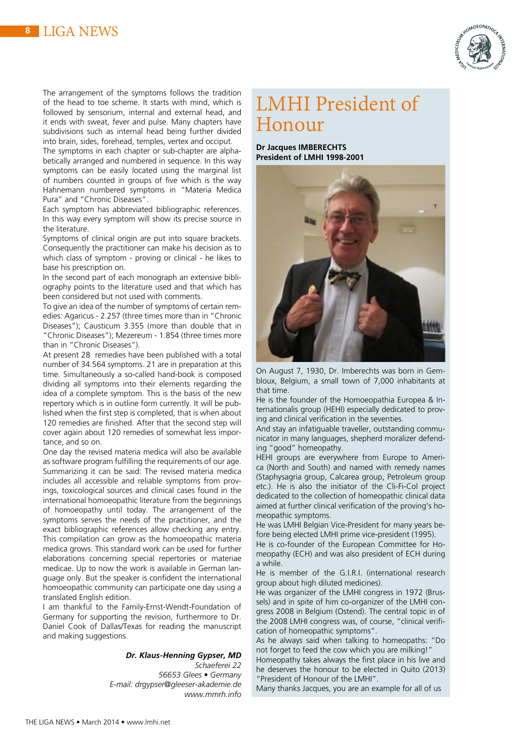The arrangement of the symptoms follows the tradition of the head to toe scheme. It starts with mind, which is followed by sensorium, internal and external head, and it ends with sweat, fever and pulse. Many chapters have subdivisions such as internal head being further divided into brain, sides, forehead, temples, vertex and occiput.
The symptoms in each chapter or sub-chapter are alphabetically arranged and numbered in sequence. In this way symptoms can be easily located using the marginal list of numbers counted in groups of five which is the way Hahnemann numbered symptoms in "Materia Medica Pura" and "Chronic Diseases".
Each symptom has abbreviated bibliographic references. In this way every symptom will show its precise source in the literature.
Symptoms of clinical origin are put into square brackets. Consequently the practitioner can make his decision as to which class of symptom - proving or clinical - he likes to base his prescription on.
In the second part of each monograph an extensive bibliography points to the literature used and that which has been considered but not used with comments.
To give an idea of the number of symptoms of certain remedies: Agaricus - 2.257 (three times more than in "Chronic Diseases"); Causticum 3.355 (more than double that in "Chronic Diseases"); Mezereum - 1.854 (three times more than in "Chronic Diseases").
At present 28 remedies have been published with a total number of 34.564 symptoms. 21 are in preparation at this time. Simultaneously a so-called hand-book is composed dividing all symptoms into their elements regarding the idea of a complete symptom. This is the basis of the new repertory which is in outline form currently. It will be published when the first step is completed, that is when about 120 remedies are finished. After that the second step will cover again about 120 remedies of somewhat less importance, and so on.
One day the revised materia medica will also be available as software program fulfilling the requirements of our age.
Summarizing it can be said: The revised materia medica includes all accessible and reliable symptoms from provings, toxicological sources and clinical cases found in the international homoeopathic literature from the beginnings of homoeopathy until today. The arrangement of the symptoms serves the needs of the practitioner, and the exact bibliographic references allow checking any entry. This compilation can grow as the homoeopathic materia medica grows. This standard work can be used for further elaborations concerning special repertories or materiae medicae. Up to now the work is available in German language only. But the speaker is confident the international homoeopathic community can participate one day using a translated English edition.
I am thankful to the Family-Ernst-Wendt-Foundation of Germany for supporting the revision, furthermore to Dr. Daniel Cook of Dallas/Texas for reading the manuscript and making suggestions.

***Dr. Klaus-Henning Gypser, MD***
*Schaeferei 22*
*56653 Glees • Germany*
*E-mail: drgypser@gleeser-akademie.de*
*www.mmrh.info*

# LMHI President of Honour

**Dr Jacques IMBERECHTS**
**President of LMHI 1998-2001**

On August 7, 1930, Dr. Imberechts was born in Gembloux, Belgium, a small town of 7,000 inhabitants at that time.
He is the founder of the Homoeopathia Europea & Internationalis group (HEHI) especially dedicated to proving and clinical verification in the seventies.
And stay an infatiguable traveller, outstanding communicator in many languages, shepherd moralizer defending "good" homeopathy.
HEHI groups are everywhere from Europe to America (North and South) and named with remedy names (Staphysagria group, Calcarea group, Petroleum group etc.). He is also the initiator of the Cli-Fi-Col project dedicated to the collection of homeopathic clinical data aimed at further clinical verification of the proving's homeopathic symptoms.
He was LMHI Belgian Vice-President for many years before being elected LMHI prime vice-president (1995).
He is co-founder of the European Committee for Homeopathy (ECH) and was also president of ECH during a while.
He is member of the G.I.R.I. (international research group about high diluted medicines).
He was organizer of the LMHI congress in 1972 (Brussels) and in spite of him co-organizer of the LMHI congress 2008 in Belgium (Ostend). The central topic in of the 2008 LMHI congress was, of course, "clinical verification of homeopathic symptoms".
As he always said when talking to homeopaths: "Do not forget to feed the cow which you are milking!"
Homeopathy takes always the first place in his live and he deserves the honour to be elected in Quito (2013) "President of Honour of the LMHI".
Many thanks Jacques, you are an example for all of us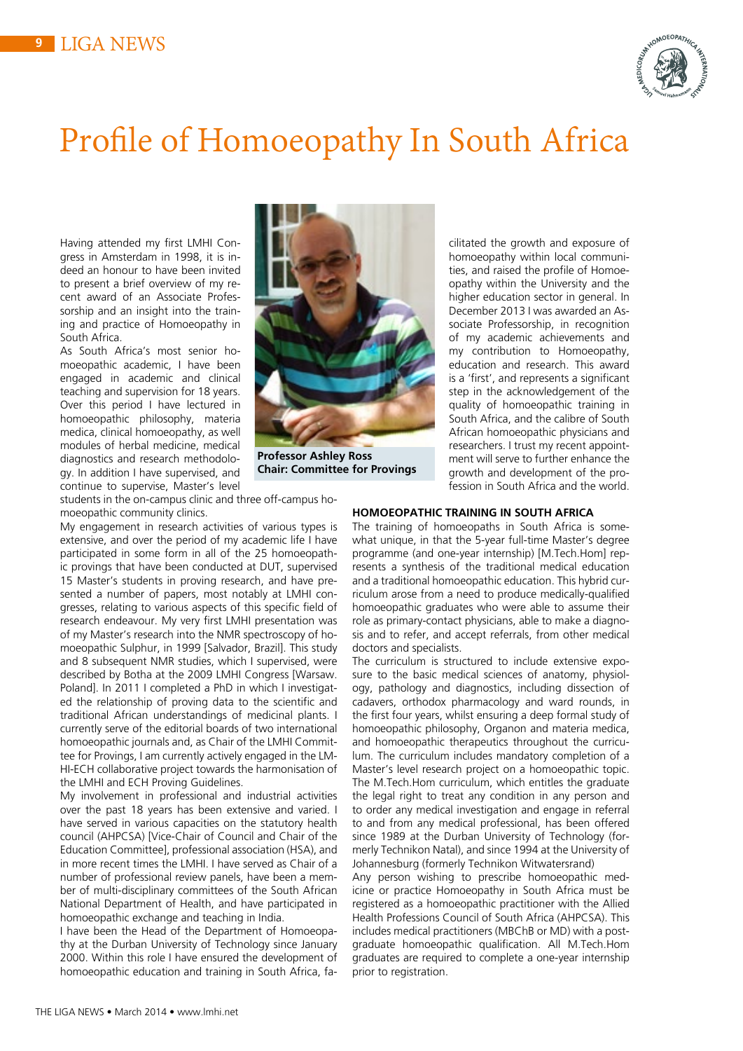# Profile of Homoeopathy In South Africa

Having attended my first LMHI Congress in Amsterdam in 1998, it is indeed an honour to have been invited to present a brief overview of my recent award of an Associate Professorship and an insight into the training and practice of Homoeopathy in South Africa.

As South Africa's most senior homoeopathic academic, I have been engaged in academic and clinical teaching and supervision for 18 years. Over this period I have lectured in homoeopathic philosophy, materia medica, clinical homoeopathy, as well modules of herbal medicine, medical diagnostics and research methodology. In addition I have supervised, and continue to supervise, Master's level students in the on-campus clinic and three off-campus homoeopathic community clinics.

**Professor Ashley Ross**
**Chair: Committee for Provings**

My engagement in research activities of various types is extensive, and over the period of my academic life I have participated in some form in all of the 25 homoeopathic provings that have been conducted at DUT, supervised 15 Master's students in proving research, and have presented a number of papers, most notably at LMHI congresses, relating to various aspects of this specific field of research endeavour. My very first LMHI presentation was of my Master's research into the NMR spectroscopy of homoeopathic Sulphur, in 1999 [Salvador, Brazil]. This study and 8 subsequent NMR studies, which I supervised, were described by Botha at the 2009 LMHI Congress [Warsaw. Poland]. In 2011 I completed a PhD in which I investigated the relationship of proving data to the scientific and traditional African understandings of medicinal plants. I currently serve of the editorial boards of two international homoeopathic journals and, as Chair of the LMHI Committee for Provings, I am currently actively engaged in the LMHI-ECH collaborative project towards the harmonisation of the LMHI and ECH Proving Guidelines.

My involvement in professional and industrial activities over the past 18 years has been extensive and varied. I have served in various capacities on the statutory health council (AHPCSA) [Vice-Chair of Council and Chair of the Education Committee], professional association (HSA), and in more recent times the LMHI. I have served as Chair of a number of professional review panels, have been a member of multi-disciplinary committees of the South African National Department of Health, and have participated in homoeopathic exchange and teaching in India.

I have been the Head of the Department of Homoeopathy at the Durban University of Technology since January 2000. Within this role I have ensured the development of homoeopathic education and training in South Africa, facilitated the growth and exposure of homoeopathy within local communities, and raised the profile of Homoeopathy within the University and the higher education sector in general. In December 2013 I was awarded an Associate Professorship, in recognition of my academic achievements and my contribution to Homoeopathy, education and research. This award is a 'first', and represents a significant step in the acknowledgement of the quality of homoeopathic training in South Africa, and the calibre of South African homoeopathic physicians and researchers. I trust my recent appointment will serve to further enhance the growth and development of the profession in South Africa and the world.

### HOMOEOPATHIC TRAINING IN SOUTH AFRICA

The training of homoeopaths in South Africa is somewhat unique, in that the 5-year full-time Master's degree programme (and one-year internship) [M.Tech.Hom] represents a synthesis of the traditional medical education and a traditional homoeopathic education. This hybrid curriculum arose from a need to produce medically-qualified homoeopathic graduates who were able to assume their role as primary-contact physicians, able to make a diagnosis and to refer, and accept referrals, from other medical doctors and specialists.

The curriculum is structured to include extensive exposure to the basic medical sciences of anatomy, physiology, pathology and diagnostics, including dissection of cadavers, orthodox pharmacology and ward rounds, in the first four years, whilst ensuring a deep formal study of homoeopathic philosophy, Organon and materia medica, and homoeopathic therapeutics throughout the curriculum. The curriculum includes mandatory completion of a Master's level research project on a homoeopathic topic. The M.Tech.Hom curriculum, which entitles the graduate the legal right to treat any condition in any person and to order any medical investigation and engage in referral to and from any medical professional, has been offered since 1989 at the Durban University of Technology (formerly Technikon Natal), and since 1994 at the University of Johannesburg (formerly Technikon Witwatersrand)

Any person wishing to prescribe homoeopathic medicine or practice Homoeopathy in South Africa must be registered as a homoeopathic practitioner with the Allied Health Professions Council of South Africa (AHPCSA). This includes medical practitioners (MBChB or MD) with a postgraduate homoeopathic qualification. All M.Tech.Hom graduates are required to complete a one-year internship prior to registration.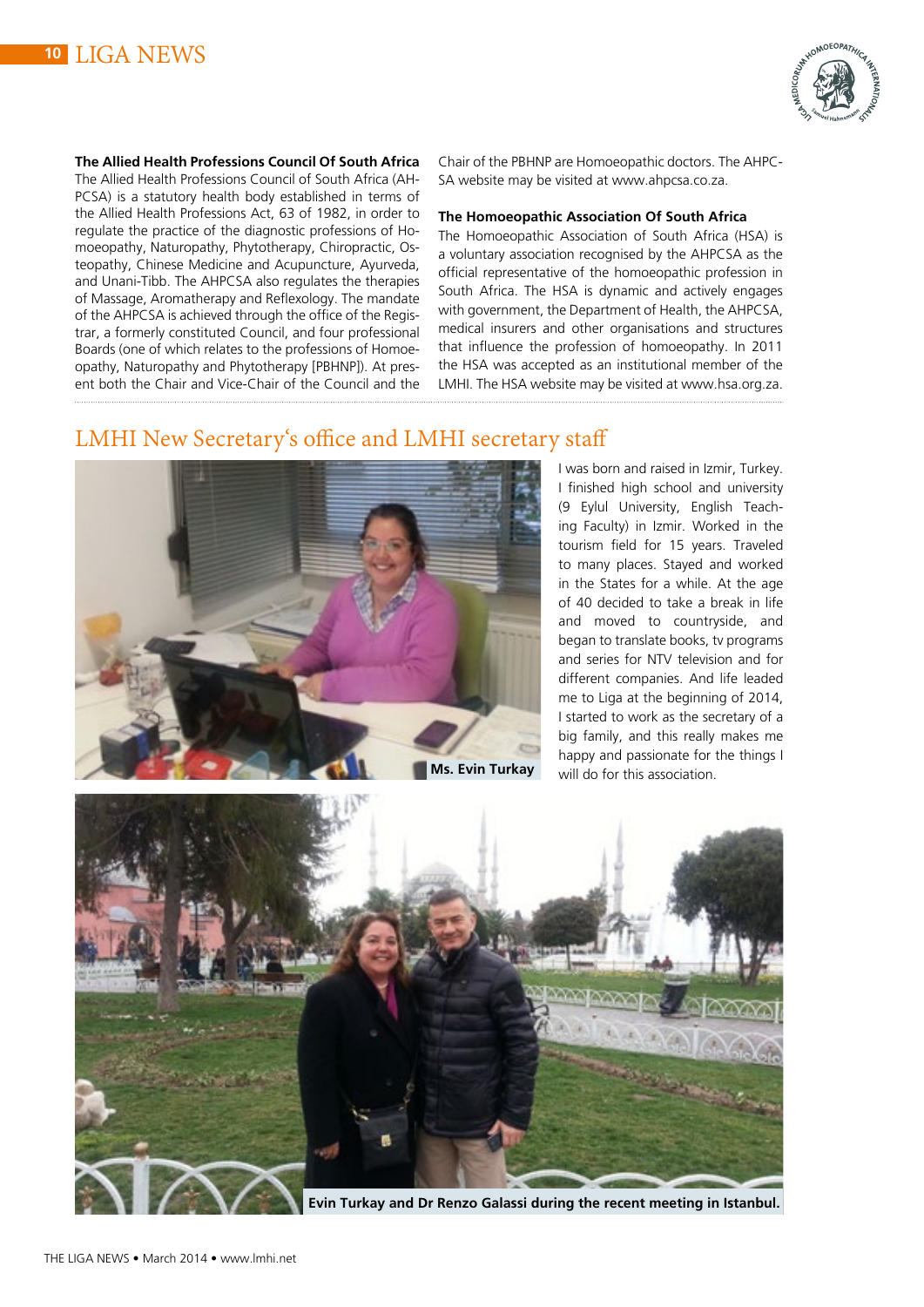**The Allied Health Professions Council Of South Africa**

The Allied Health Professions Council of South Africa (AHPCSA) is a statutory health body established in terms of the Allied Health Professions Act, 63 of 1982, in order to regulate the practice of the diagnostic professions of Homoeopathy, Naturopathy, Phytotherapy, Chiropractic, Osteopathy, Chinese Medicine and Acupuncture, Ayurveda, and Unani-Tibb. The AHPCSA also regulates the therapies of Massage, Aromatherapy and Reflexology. The mandate of the AHPCSA is achieved through the office of the Registrar, a formerly constituted Council, and four professional Boards (one of which relates to the professions of Homoeopathy, Naturopathy and Phytotherapy [PBHNP]). At present both the Chair and Vice-Chair of the Council and the Chair of the PBHNP are Homoeopathic doctors. The AHPCSA website may be visited at www.ahpcsa.co.za.

**The Homoeopathic Association Of South Africa**

The Homoeopathic Association of South Africa (HSA) is a voluntary association recognised by the AHPCSA as the official representative of the homoeopathic profession in South Africa. The HSA is dynamic and actively engages with government, the Department of Health, the AHPCSA, medical insurers and other organisations and structures that influence the profession of homoeopathy. In 2011 the HSA was accepted as an institutional member of the LMHI. The HSA website may be visited at www.hsa.org.za.

## LMHI New Secretary‘s office and LMHI secretary staff

Ms. Evin Turkay

I was born and raised in Izmir, Turkey. I finished high school and university (9 Eylul University, English Teaching Faculty) in Izmir. Worked in the tourism field for 15 years. Traveled to many places. Stayed and worked in the States for a while. At the age of 40 decided to take a break in life and moved to countryside, and began to translate books, tv programs and series for NTV television and for different companies. And life leaded me to Liga at the beginning of 2014, I started to work as the secretary of a big family, and this really makes me happy and passionate for the things I will do for this association.

Evin Turkay and Dr Renzo Galassi during the recent meeting in Istanbul.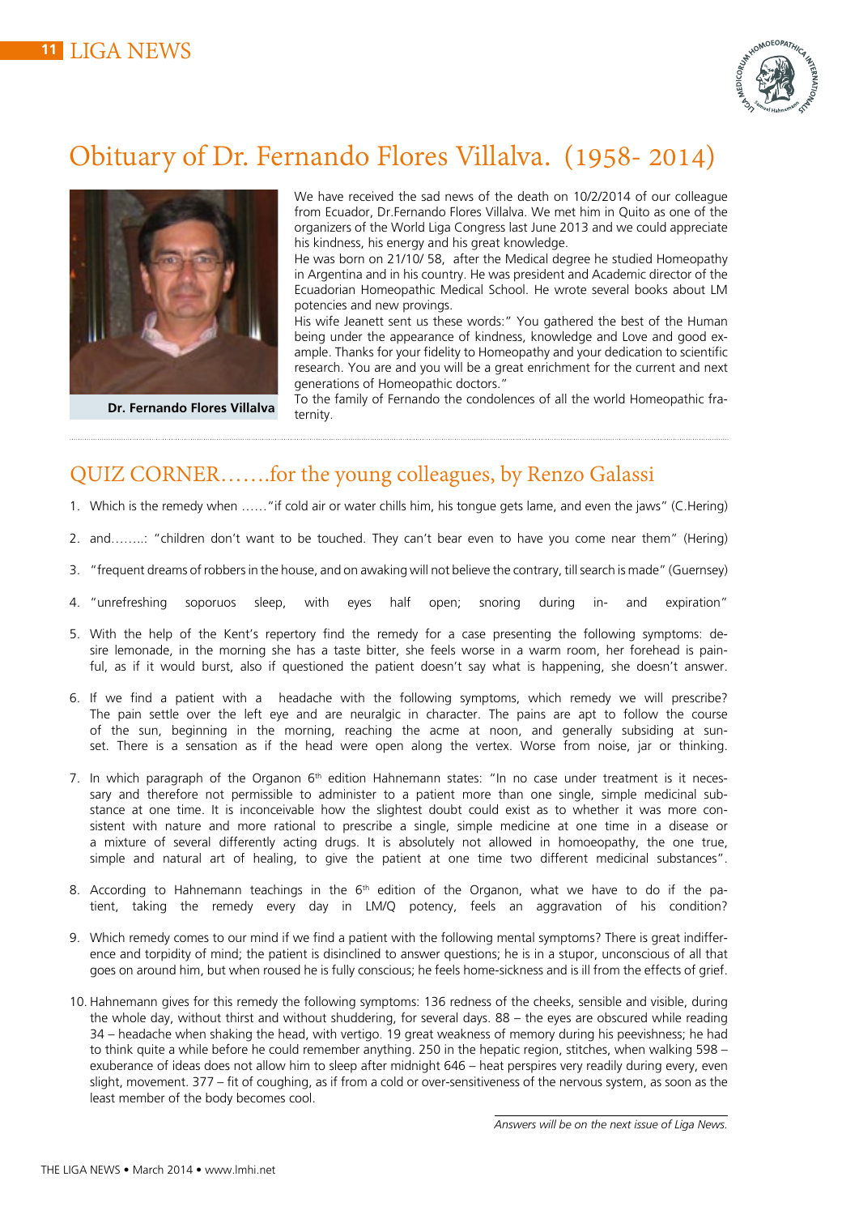# Obituary of Dr. Fernando Flores Villalva. (1958- 2014)

**Dr. Fernando Flores Villalva**

We have received the sad news of the death on 10/2/2014 of our colleague from Ecuador, Dr.Fernando Flores Villalva. We met him in Quito as one of the organizers of the World Liga Congress last June 2013 and we could appreciate his kindness, his energy and his great knowledge.

He was born on 21/10/ 58, after the Medical degree he studied Homeopathy in Argentina and in his country. He was president and Academic director of the Ecuadorian Homeopathic Medical School. He wrote several books about LM potencies and new provings.

His wife Jeanett sent us these words:" You gathered the best of the Human being under the appearance of kindness, knowledge and Love and good example. Thanks for your fidelity to Homeopathy and your dedication to scientific research. You are and you will be a great enrichment for the current and next generations of Homeopathic doctors."

To the family of Fernando the condolences of all the world Homeopathic fraternity.

## QUIZ CORNER…….for the young colleagues, by Renzo Galassi

1. Which is the remedy when ……"if cold air or water chills him, his tongue gets lame, and even the jaws" (C.Hering)
2. and……..: "children don't want to be touched. They can't bear even to have you come near them" (Hering)
3. "frequent dreams of robbers in the house, and on awaking will not believe the contrary, till search is made" (Guernsey)
4. "unrefreshing soporuos sleep, with eyes half open; snoring during in- and expiration"
5. With the help of the Kent's repertory find the remedy for a case presenting the following symptoms: desire lemonade, in the morning she has a taste bitter, she feels worse in a warm room, her forehead is painful, as if it would burst, also if questioned the patient doesn't say what is happening, she doesn't answer.
6. If we find a patient with a headache with the following symptoms, which remedy we will prescribe? The pain settle over the left eye and are neuralgic in character. The pains are apt to follow the course of the sun, beginning in the morning, reaching the acme at noon, and generally subsiding at sunset. There is a sensation as if the head were open along the vertex. Worse from noise, jar or thinking.
7. In which paragraph of the Organon 6th edition Hahnemann states: "In no case under treatment is it necessary and therefore not permissible to administer to a patient more than one single, simple medicinal substance at one time. It is inconceivable how the slightest doubt could exist as to whether it was more consistent with nature and more rational to prescribe a single, simple medicine at one time in a disease or a mixture of several differently acting drugs. It is absolutely not allowed in homoeopathy, the one true, simple and natural art of healing, to give the patient at one time two different medicinal substances".
8. According to Hahnemann teachings in the 6th edition of the Organon, what we have to do if the patient, taking the remedy every day in LM/Q potency, feels an aggravation of his condition?
9. Which remedy comes to our mind if we find a patient with the following mental symptoms? There is great indifference and torpidity of mind; the patient is disinclined to answer questions; he is in a stupor, unconscious of all that goes on around him, but when roused he is fully conscious; he feels home-sickness and is ill from the effects of grief.
10. Hahnemann gives for this remedy the following symptoms: 136 redness of the cheeks, sensible and visible, during the whole day, without thirst and without shuddering, for several days. 88 – the eyes are obscured while reading 34 – headache when shaking the head, with vertigo. 19 great weakness of memory during his peevishness; he had to think quite a while before he could remember anything. 250 in the hepatic region, stitches, when walking 598 – exuberance of ideas does not allow him to sleep after midnight 646 – heat perspires very readily during every, even slight, movement. 377 – fit of coughing, as if from a cold or over-sensitiveness of the nervous system, as soon as the least member of the body becomes cool.

*Answers will be on the next issue of Liga News.*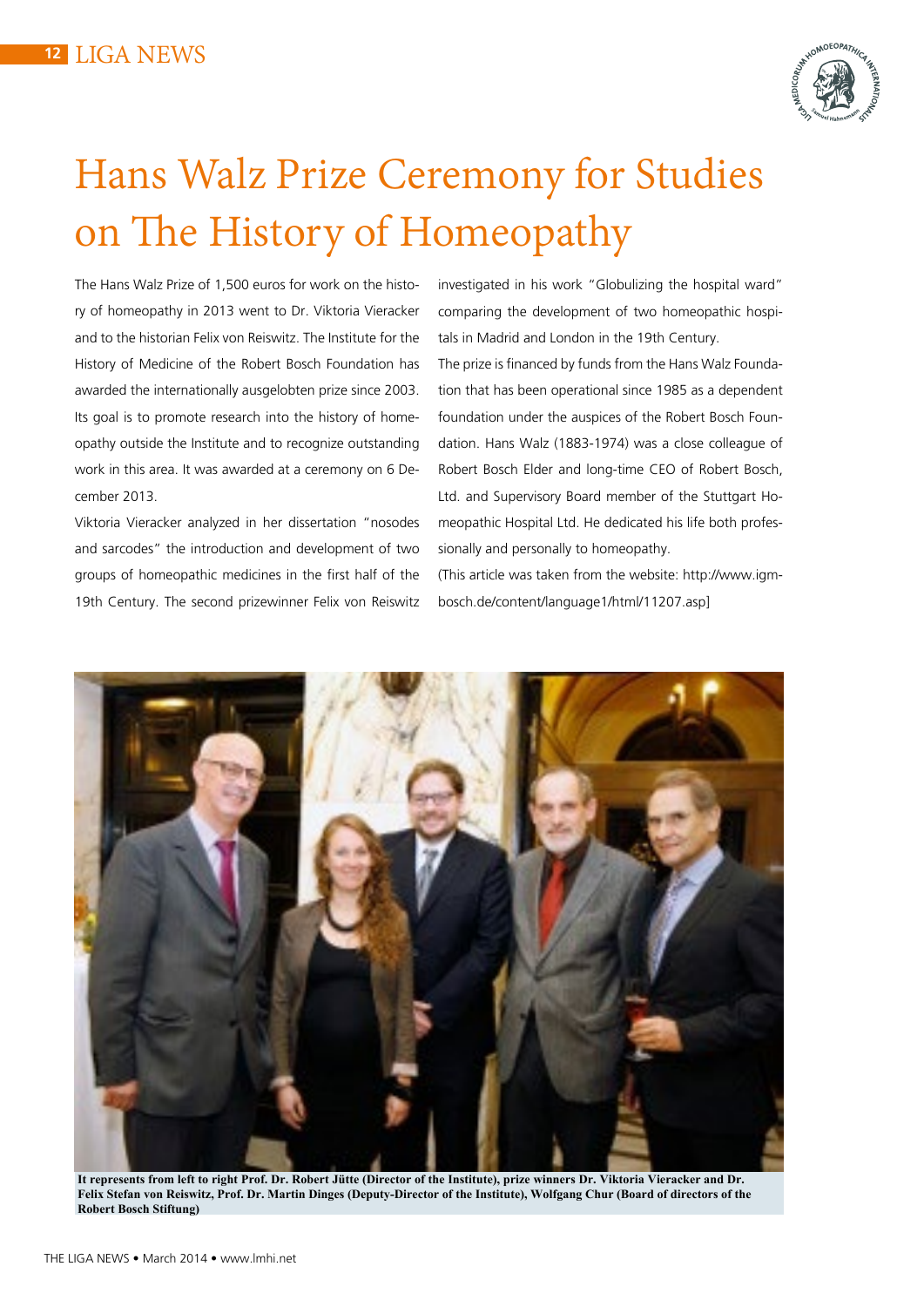# Hans Walz Prize Ceremony for Studies on The History of Homeopathy

The Hans Walz Prize of 1,500 euros for work on the history of homeopathy in 2013 went to Dr. Viktoria Vieracker and to the historian Felix von Reiswitz. The Institute for the History of Medicine of the Robert Bosch Foundation has awarded the internationally ausgelobten prize since 2003. Its goal is to promote research into the history of homeopathy outside the Institute and to recognize outstanding work in this area. It was awarded at a ceremony on 6 December 2013.

Viktoria Vieracker analyzed in her dissertation "nosodes and sarcodes" the introduction and development of two groups of homeopathic medicines in the first half of the 19th Century. The second prizewinner Felix von Reiswitz investigated in his work "Globulizing the hospital ward" comparing the development of two homeopathic hospitals in Madrid and London in the 19th Century.

The prize is financed by funds from the Hans Walz Foundation that has been operational since 1985 as a dependent foundation under the auspices of the Robert Bosch Foundation. Hans Walz (1883-1974) was a close colleague of Robert Bosch Elder and long-time CEO of Robert Bosch, Ltd. and Supervisory Board member of the Stuttgart Homeopathic Hospital Ltd. He dedicated his life both professionally and personally to homeopathy.

(This article was taken from the website: http://www.igm-bosch.de/content/language1/html/11207.asp]

**It represents from left to right Prof. Dr. Robert Jütte (Director of the Institute), prize winners Dr. Viktoria Vieracker and Dr. Felix Stefan von Reiswitz, Prof. Dr. Martin Dinges (Deputy-Director of the Institute), Wolfgang Chur (Board of directors of the Robert Bosch Stiftung)**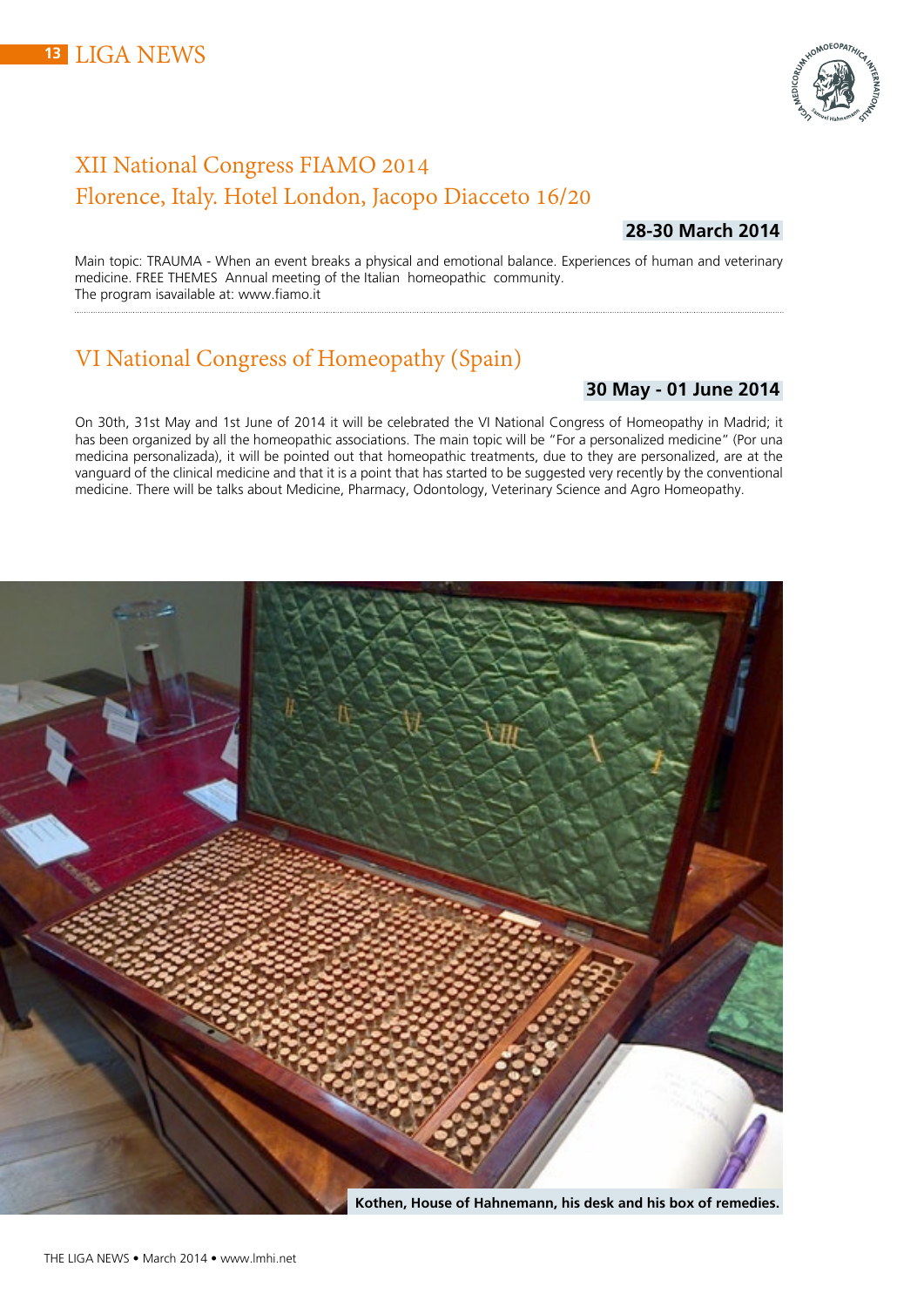## XII National Congress FIAMO 2014
## Florence, Italy. Hotel London, Jacopo Diacceto 16/20

**28-30 March 2014**

Main topic: TRAUMA - When an event breaks a physical and emotional balance. Experiences of human and veterinary medicine. FREE THEMES Annual meeting of the Italian homeopathic community.
The program isavailable at: www.fiamo.it

## VI National Congress of Homeopathy (Spain)

**30 May - 01 June 2014**

On 30th, 31st May and 1st June of 2014 it will be celebrated the VI National Congress of Homeopathy in Madrid; it has been organized by all the homeopathic associations. The main topic will be "For a personalized medicine" (Por una medicina personalizada), it will be pointed out that homeopathic treatments, due to they are personalized, are at the vanguard of the clinical medicine and that it is a point that has started to be suggested very recently by the conventional medicine. There will be talks about Medicine, Pharmacy, Odontology, Veterinary Science and Agro Homeopathy.

**Kothen, House of Hahnemann, his desk and his box of remedies.**